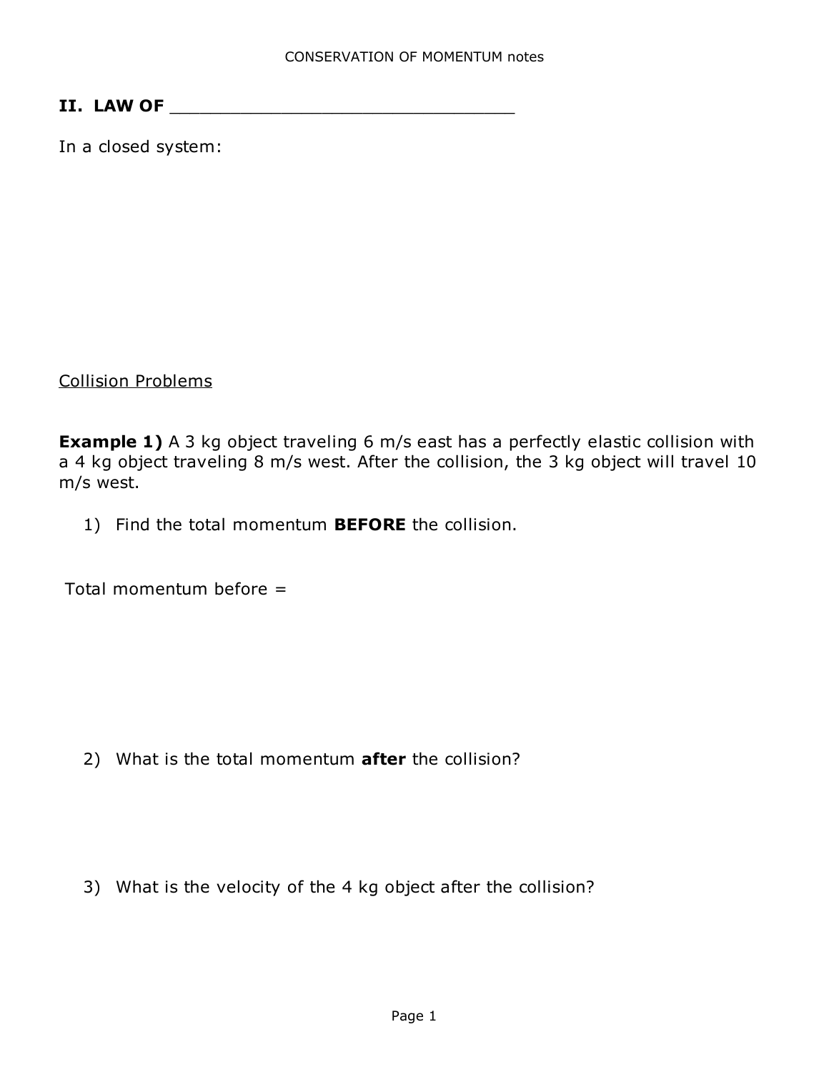CONSERVATION OF MOMENTUM notes

## II. LAW OF ________________________________

In a closed system:

Collision Problems

**Example 1)** A 3 kg object traveling 6 m/s east has a perfectly elastic collision with a 4 kg object traveling 8 m/s west. After the collision, the 3 kg object will travel 10 m/s west.

1) Find the total momentum **BEFORE** the collision.

Total momentum before =

2) What is the total momentum **after** the collision?

3) What is the velocity of the 4 kg object after the collision?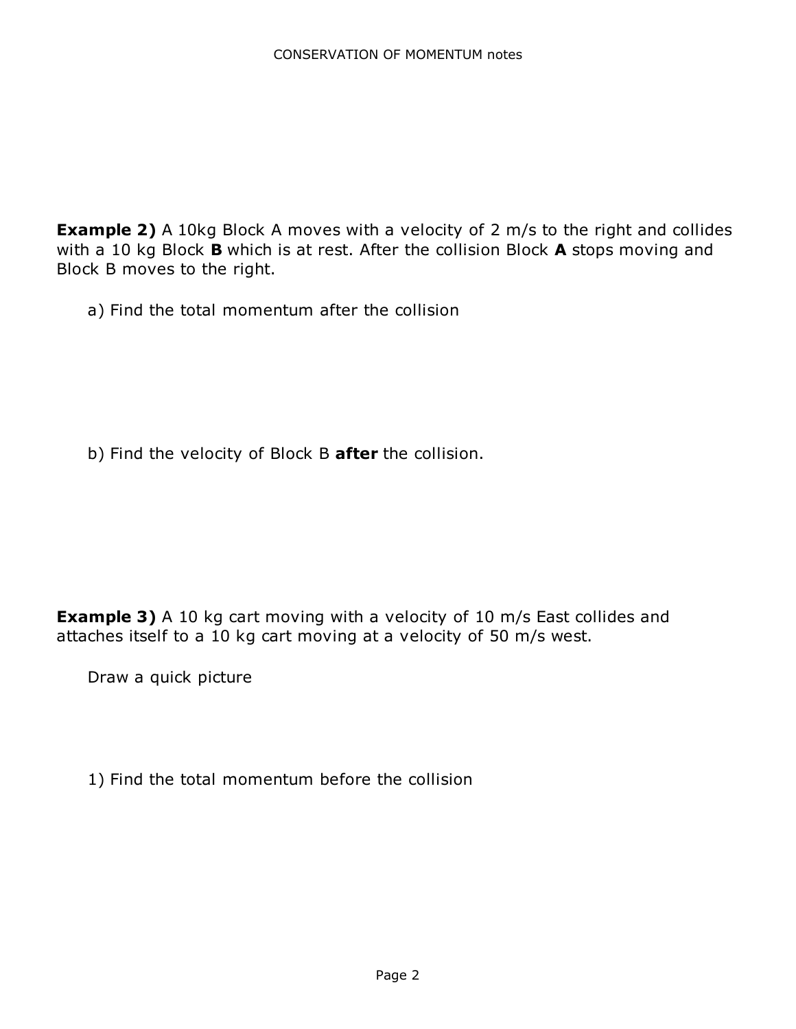**Example 2)** A 10kg Block A moves with a velocity of 2 m/s to the right and collides with a 10 kg Block **B** which is at rest. After the collision Block **A** stops moving and Block B moves to the right.

a) Find the total momentum after the collision

b) Find the velocity of Block B **after** the collision.

**Example 3)** A 10 kg cart moving with a velocity of 10 m/s East collides and attaches itself to a 10 kg cart moving at a velocity of 50 m/s west.

Draw a quick picture

1) Find the total momentum before the collision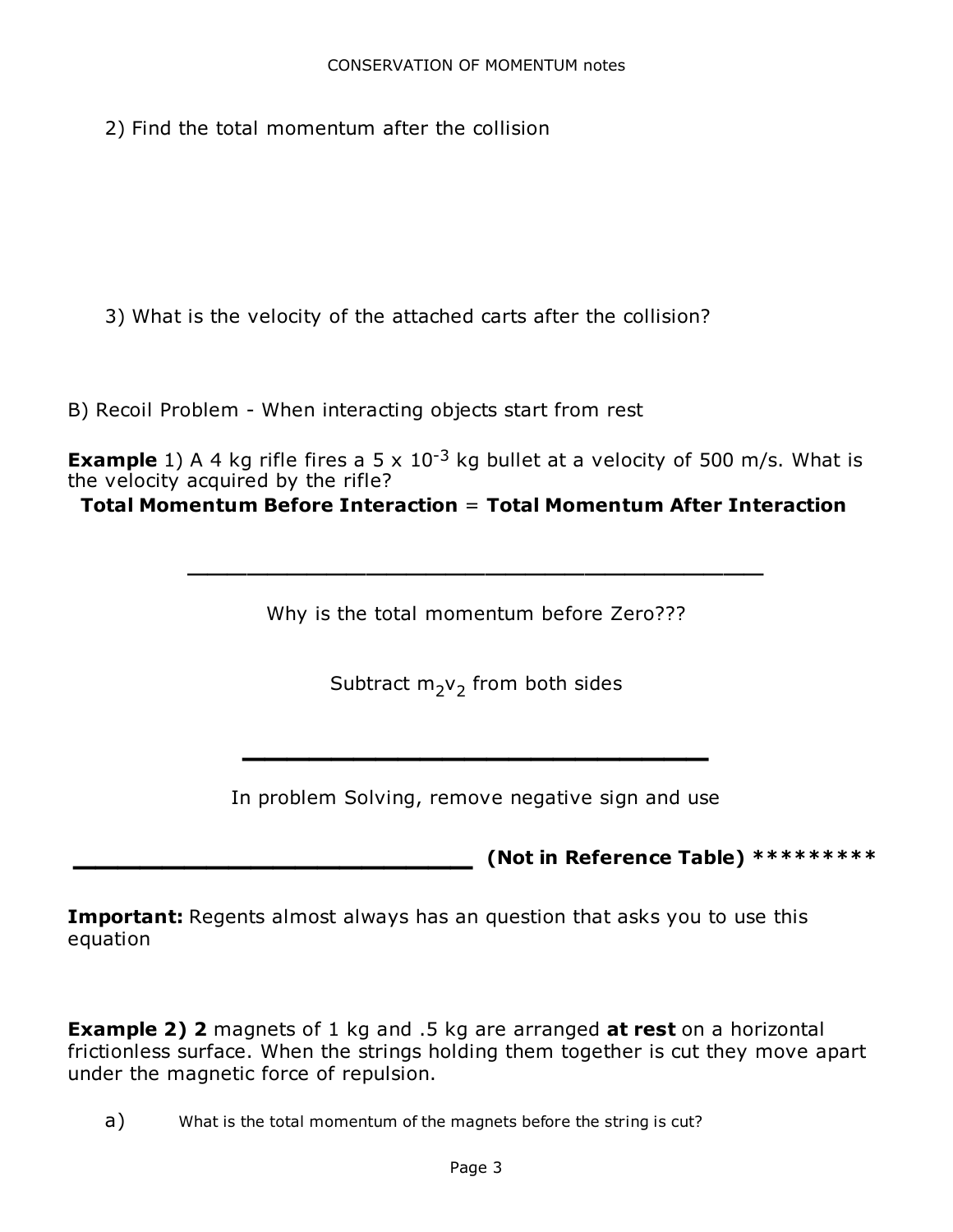2) Find the total momentum after the collision

3) What is the velocity of the attached carts after the collision?

B) Recoil Problem - When interacting objects start from rest

**Example** 1) A 4 kg rifle fires a $5 \times 10^{-3}$ kg bullet at a velocity of 500 m/s. What is the velocity acquired by the rifle?

**Total Momentum Before Interaction** = **Total Momentum After Interaction**

_______________________________________________

Why is the total momentum before Zero???

Subtract $m_2v_2$ from both sides

_______________________________________

In problem Solving, remove negative sign and use

________________________________ **(Not in Reference Table)** *********

**Important:** Regents almost always has an question that asks you to use this equation

**Example 2) 2** magnets of 1 kg and .5 kg are arranged **at rest** on a horizontal frictionless surface. When the strings holding them together is cut they move apart under the magnetic force of repulsion.

a) What is the total momentum of the magnets before the string is cut?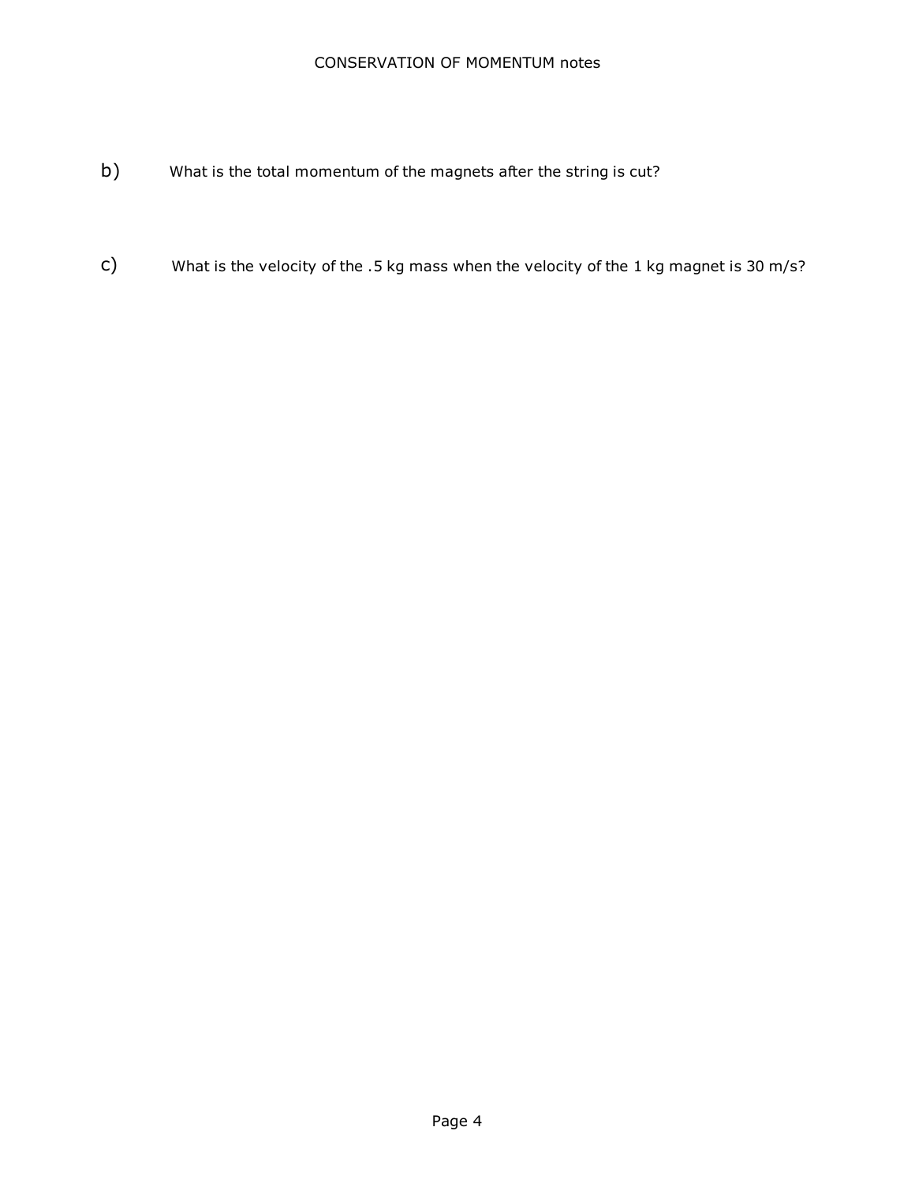b) What is the total momentum of the magnets after the string is cut?

c) What is the velocity of the .5 kg mass when the velocity of the 1 kg magnet is 30 m/s?